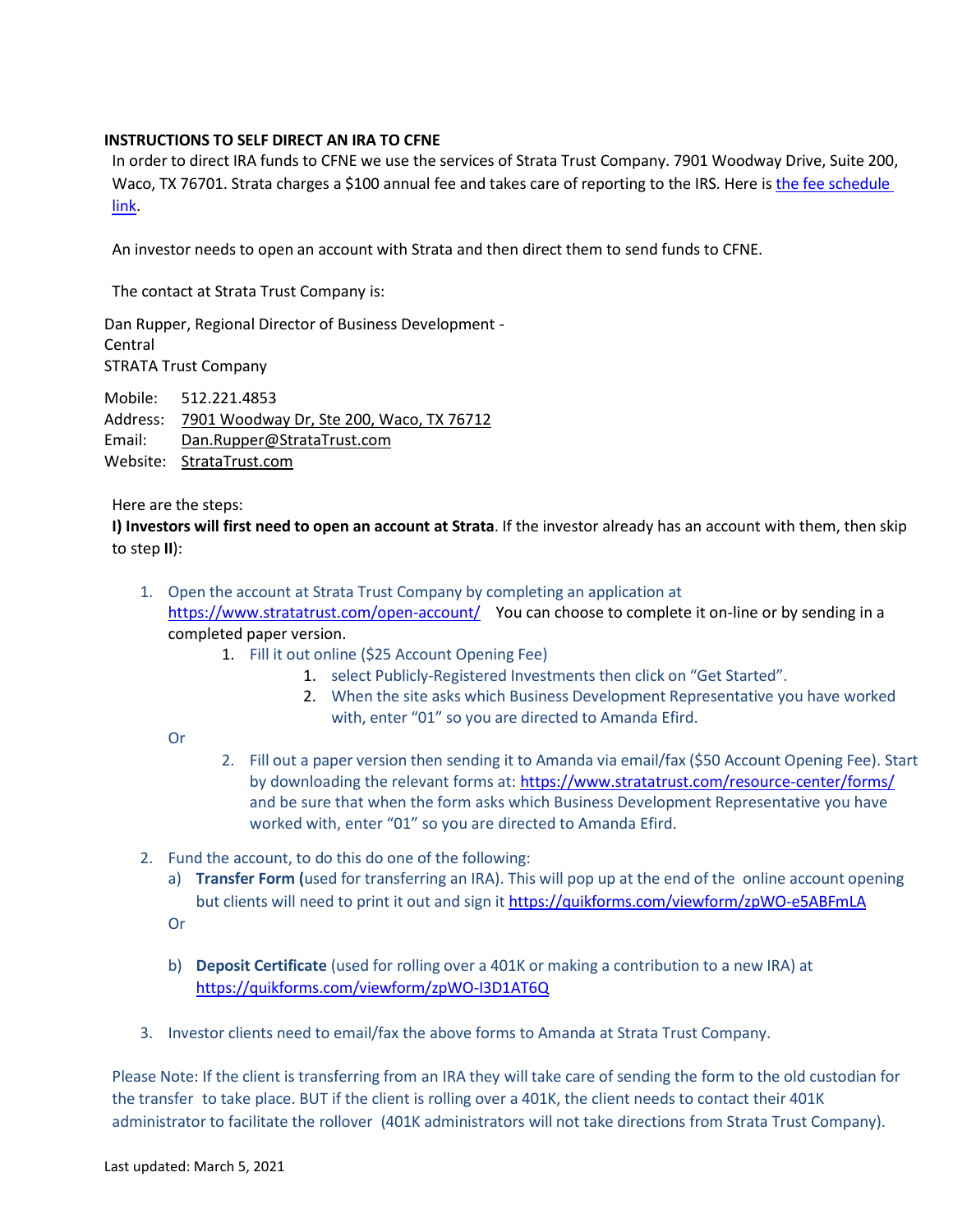**INSTRUCTIONS TO SELF DIRECT AN IRA TO CFNE**

In order to direct IRA funds to CFNE we use the services of Strata Trust Company. 7901 Woodway Drive, Suite 200, Waco, TX 76701. Strata charges a $100 annual fee and takes care of reporting to the IRS. Here is the fee schedule link.

An investor needs to open an account with Strata and then direct them to send funds to CFNE.

The contact at Strata Trust Company is:

Dan Rupper, Regional Director of Business Development - Central
STRATA Trust Company

Mobile: 512.221.4853
Address: 7901 Woodway Dr, Ste 200, Waco, TX 76712
Email: Dan.Rupper@StrataTrust.com
Website: StrataTrust.com

Here are the steps:

**I) Investors will first need to open an account at Strata**. If the investor already has an account with them, then skip to step **II**):

1. Open the account at Strata Trust Company by completing an application at https://www.stratatrust.com/open-account/ You can choose to complete it on-line or by sending in a completed paper version.
    1. Fill it out online ($25 Account Opening Fee)
        1. select Publicly-Registered Investments then click on "Get Started".
        2. When the site asks which Business Development Representative you have worked with, enter "01" so you are directed to Amanda Efird.

    Or

    2. Fill out a paper version then sending it to Amanda via email/fax ($50 Account Opening Fee). Start by downloading the relevant forms at: https://www.stratatrust.com/resource-center/forms/ and be sure that when the form asks which Business Development Representative you have worked with, enter "01" so you are directed to Amanda Efird.

2. Fund the account, to do this do one of the following:
    a) **Transfer Form (**used for transferring an IRA). This will pop up at the end of the online account opening but clients will need to print it out and sign it https://quikforms.com/viewform/zpWO-e5ABFmLA

    Or

    b) **Deposit Certificate** (used for rolling over a 401K or making a contribution to a new IRA) at https://quikforms.com/viewform/zpWO-I3D1AT6Q

3. Investor clients need to email/fax the above forms to Amanda at Strata Trust Company.

Please Note: If the client is transferring from an IRA they will take care of sending the form to the old custodian for the transfer to take place. BUT if the client is rolling over a 401K, the client needs to contact their 401K administrator to facilitate the rollover (401K administrators will not take directions from Strata Trust Company).

Last updated: March 5, 2021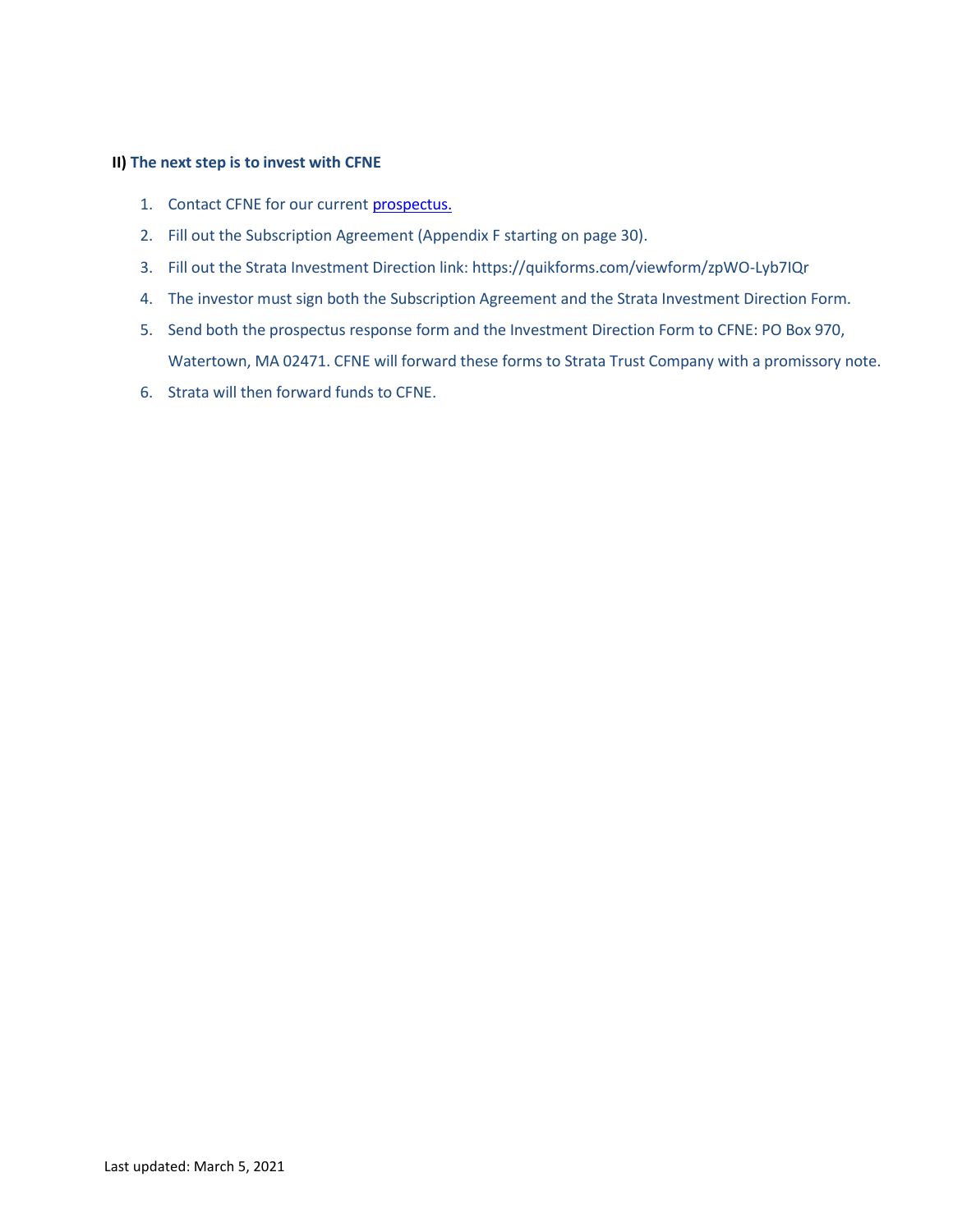**II) The next step is to invest with CFNE**

1. Contact CFNE for our current prospectus.
2. Fill out the Subscription Agreement (Appendix F starting on page 30).
3. Fill out the Strata Investment Direction link: https://quikforms.com/viewform/zpWO-Lyb7IQr
4. The investor must sign both the Subscription Agreement and the Strata Investment Direction Form.
5. Send both the prospectus response form and the Investment Direction Form to CFNE: PO Box 970, Watertown, MA 02471. CFNE will forward these forms to Strata Trust Company with a promissory note.
6. Strata will then forward funds to CFNE.

Last updated: March 5, 2021